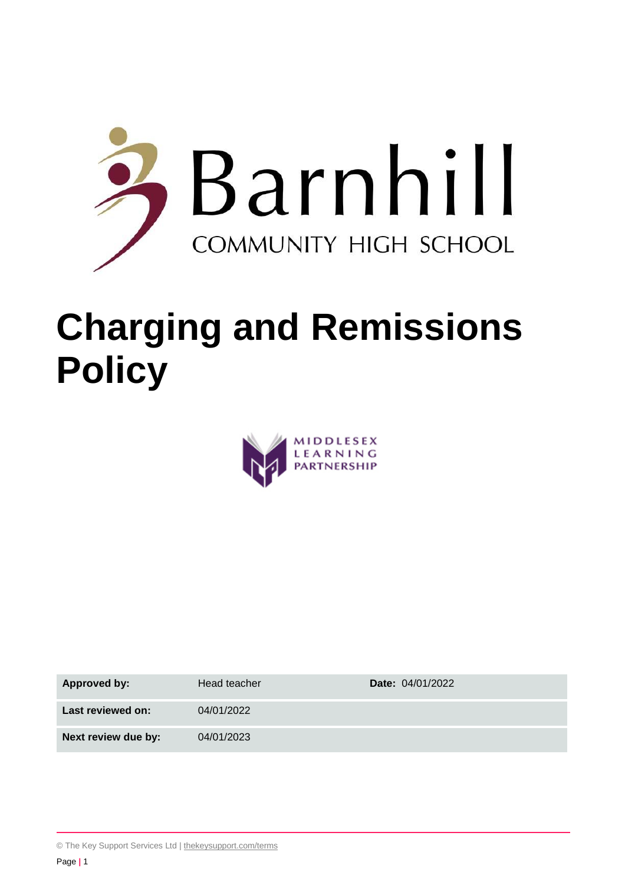Barnhill

COMMUNITY HIGH SCHOOL

# Charging and Remissions Policy

MIDDLESEX LEARNING PARTNERSHIP

| **Approved by:** | Head teacher | **Date:** 04/01/2022 |
|---|---|---|
| **Last reviewed on:** | 04/01/2022 | |
| **Next review due by:** | 04/01/2023 | |

© The Key Support Services Ltd | thekeysupport.com/terms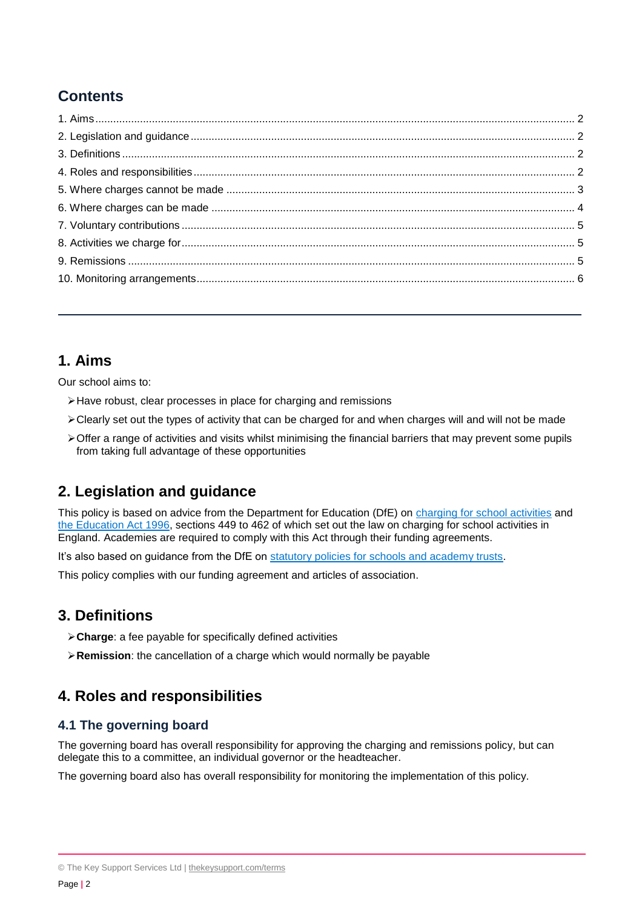## Contents

1. Aims ........ 2
2. Legislation and guidance ........ 2
3. Definitions ........ 2
4. Roles and responsibilities ........ 2
5. Where charges cannot be made ........ 3
6. Where charges can be made ........ 4
7. Voluntary contributions ........ 5
8. Activities we charge for ........ 5
9. Remissions ........ 5
10. Monitoring arrangements ........ 6

---

## 1. Aims

Our school aims to:

- Have robust, clear processes in place for charging and remissions
- Clearly set out the types of activity that can be charged for and when charges will and will not be made
- Offer a range of activities and visits whilst minimising the financial barriers that may prevent some pupils from taking full advantage of these opportunities

## 2. Legislation and guidance

This policy is based on advice from the Department for Education (DfE) on charging for school activities and the Education Act 1996, sections 449 to 462 of which set out the law on charging for school activities in England. Academies are required to comply with this Act through their funding agreements.

It's also based on guidance from the DfE on statutory policies for schools and academy trusts.

This policy complies with our funding agreement and articles of association.

## 3. Definitions

- **Charge**: a fee payable for specifically defined activities
- **Remission**: the cancellation of a charge which would normally be payable

## 4. Roles and responsibilities

### 4.1 The governing board

The governing board has overall responsibility for approving the charging and remissions policy, but can delegate this to a committee, an individual governor or the headteacher.

The governing board also has overall responsibility for monitoring the implementation of this policy.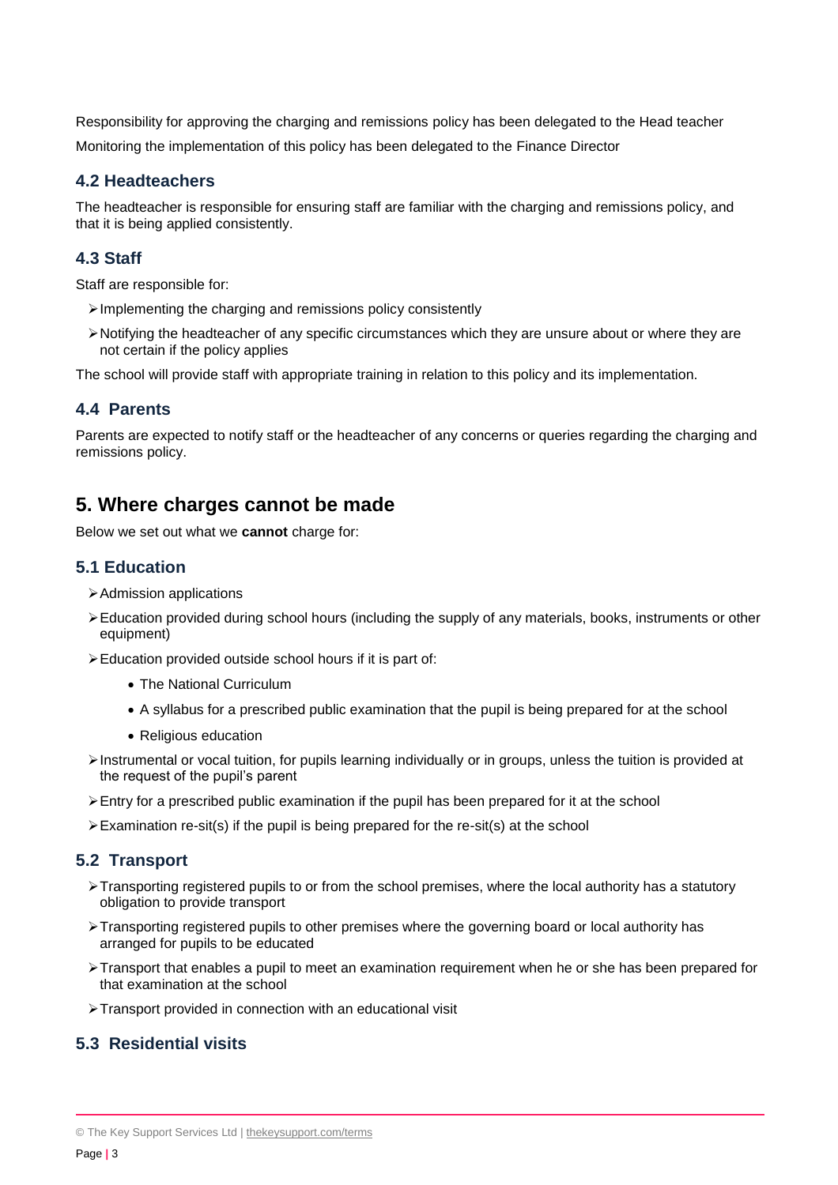Responsibility for approving the charging and remissions policy has been delegated to the Head teacher

Monitoring the implementation of this policy has been delegated to the Finance Director

### 4.2 Headteachers

The headteacher is responsible for ensuring staff are familiar with the charging and remissions policy, and that it is being applied consistently.

### 4.3 Staff

Staff are responsible for:

- Implementing the charging and remissions policy consistently
- Notifying the headteacher of any specific circumstances which they are unsure about or where they are not certain if the policy applies

The school will provide staff with appropriate training in relation to this policy and its implementation.

### 4.4 Parents

Parents are expected to notify staff or the headteacher of any concerns or queries regarding the charging and remissions policy.

## 5. Where charges cannot be made

Below we set out what we **cannot** charge for:

### 5.1 Education

- Admission applications
- Education provided during school hours (including the supply of any materials, books, instruments or other equipment)
- Education provided outside school hours if it is part of:
  - The National Curriculum
  - A syllabus for a prescribed public examination that the pupil is being prepared for at the school
  - Religious education
- Instrumental or vocal tuition, for pupils learning individually or in groups, unless the tuition is provided at the request of the pupil's parent
- Entry for a prescribed public examination if the pupil has been prepared for it at the school
- Examination re-sit(s) if the pupil is being prepared for the re-sit(s) at the school

### 5.2 Transport

- Transporting registered pupils to or from the school premises, where the local authority has a statutory obligation to provide transport
- Transporting registered pupils to other premises where the governing board or local authority has arranged for pupils to be educated
- Transport that enables a pupil to meet an examination requirement when he or she has been prepared for that examination at the school
- Transport provided in connection with an educational visit

### 5.3 Residential visits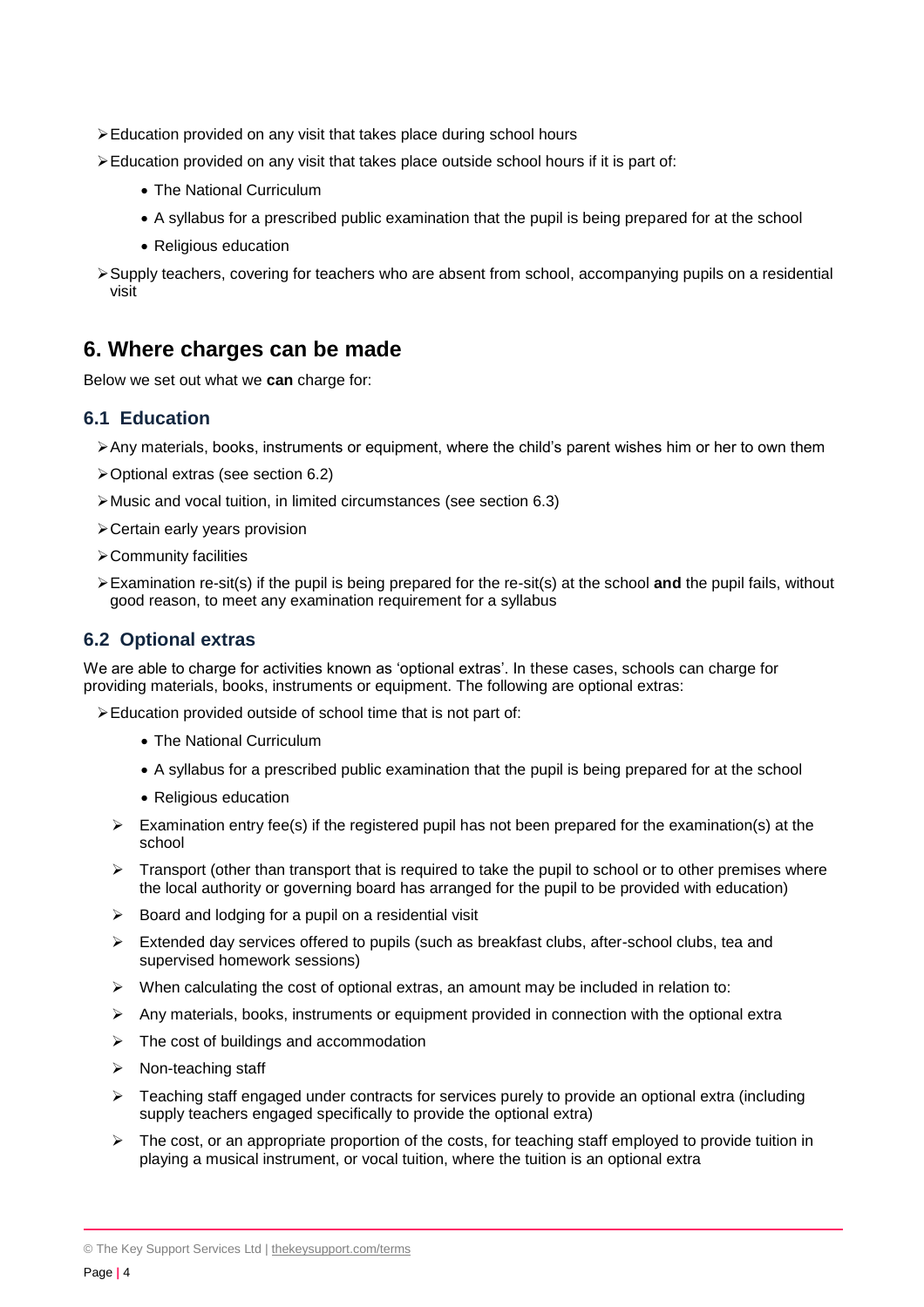- Education provided on any visit that takes place during school hours
- Education provided on any visit that takes place outside school hours if it is part of:
    - The National Curriculum
    - A syllabus for a prescribed public examination that the pupil is being prepared for at the school
    - Religious education
- Supply teachers, covering for teachers who are absent from school, accompanying pupils on a residential visit

## 6. Where charges can be made

Below we set out what we **can** charge for:

### 6.1 Education

- Any materials, books, instruments or equipment, where the child's parent wishes him or her to own them
- Optional extras (see section 6.2)
- Music and vocal tuition, in limited circumstances (see section 6.3)
- Certain early years provision
- Community facilities
- Examination re-sit(s) if the pupil is being prepared for the re-sit(s) at the school **and** the pupil fails, without good reason, to meet any examination requirement for a syllabus

### 6.2 Optional extras

We are able to charge for activities known as 'optional extras'. In these cases, schools can charge for providing materials, books, instruments or equipment. The following are optional extras:

- Education provided outside of school time that is not part of:
    - The National Curriculum
    - A syllabus for a prescribed public examination that the pupil is being prepared for at the school
    - Religious education
- Examination entry fee(s) if the registered pupil has not been prepared for the examination(s) at the school
- Transport (other than transport that is required to take the pupil to school or to other premises where the local authority or governing board has arranged for the pupil to be provided with education)
- Board and lodging for a pupil on a residential visit
- Extended day services offered to pupils (such as breakfast clubs, after-school clubs, tea and supervised homework sessions)
- When calculating the cost of optional extras, an amount may be included in relation to:
- Any materials, books, instruments or equipment provided in connection with the optional extra
- The cost of buildings and accommodation
- Non-teaching staff
- Teaching staff engaged under contracts for services purely to provide an optional extra (including supply teachers engaged specifically to provide the optional extra)
- The cost, or an appropriate proportion of the costs, for teaching staff employed to provide tuition in playing a musical instrument, or vocal tuition, where the tuition is an optional extra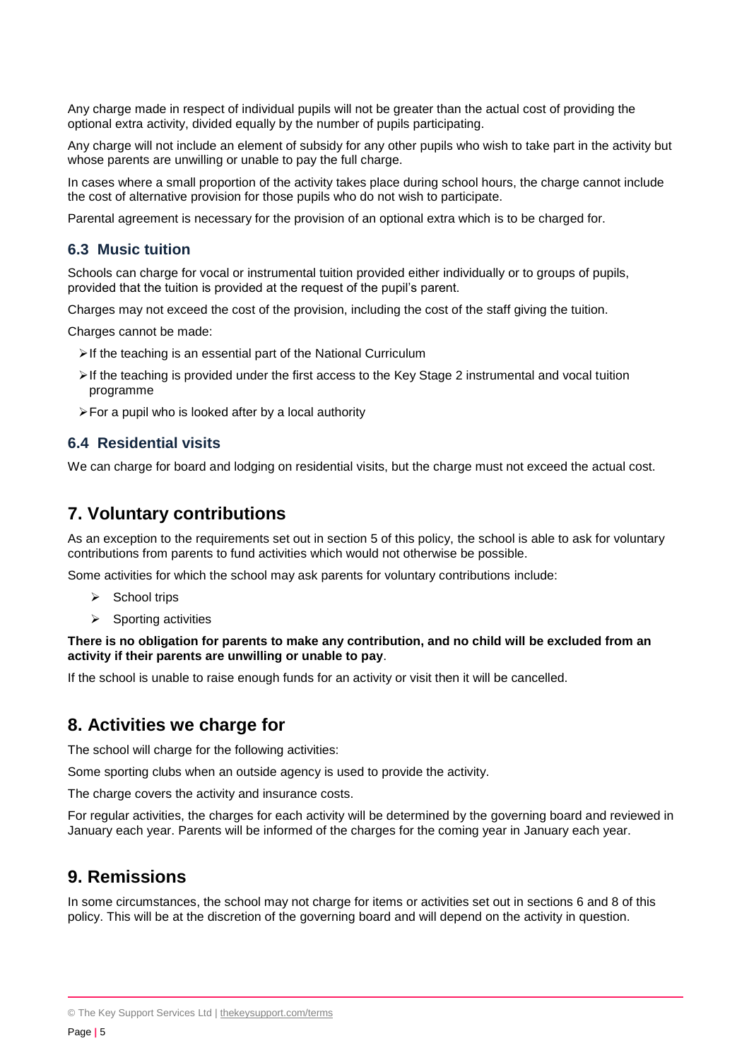Any charge made in respect of individual pupils will not be greater than the actual cost of providing the optional extra activity, divided equally by the number of pupils participating.

Any charge will not include an element of subsidy for any other pupils who wish to take part in the activity but whose parents are unwilling or unable to pay the full charge.

In cases where a small proportion of the activity takes place during school hours, the charge cannot include the cost of alternative provision for those pupils who do not wish to participate.

Parental agreement is necessary for the provision of an optional extra which is to be charged for.

### 6.3 Music tuition

Schools can charge for vocal or instrumental tuition provided either individually or to groups of pupils, provided that the tuition is provided at the request of the pupil's parent.

Charges may not exceed the cost of the provision, including the cost of the staff giving the tuition.

Charges cannot be made:

- If the teaching is an essential part of the National Curriculum
- If the teaching is provided under the first access to the Key Stage 2 instrumental and vocal tuition programme
- For a pupil who is looked after by a local authority

### 6.4 Residential visits

We can charge for board and lodging on residential visits, but the charge must not exceed the actual cost.

## 7. Voluntary contributions

As an exception to the requirements set out in section 5 of this policy, the school is able to ask for voluntary contributions from parents to fund activities which would not otherwise be possible.

Some activities for which the school may ask parents for voluntary contributions include:

- School trips
- Sporting activities

**There is no obligation for parents to make any contribution, and no child will be excluded from an activity if their parents are unwilling or unable to pay**.

If the school is unable to raise enough funds for an activity or visit then it will be cancelled.

## 8. Activities we charge for

The school will charge for the following activities:

Some sporting clubs when an outside agency is used to provide the activity.

The charge covers the activity and insurance costs.

For regular activities, the charges for each activity will be determined by the governing board and reviewed in January each year. Parents will be informed of the charges for the coming year in January each year.

## 9. Remissions

In some circumstances, the school may not charge for items or activities set out in sections 6 and 8 of this policy. This will be at the discretion of the governing board and will depend on the activity in question.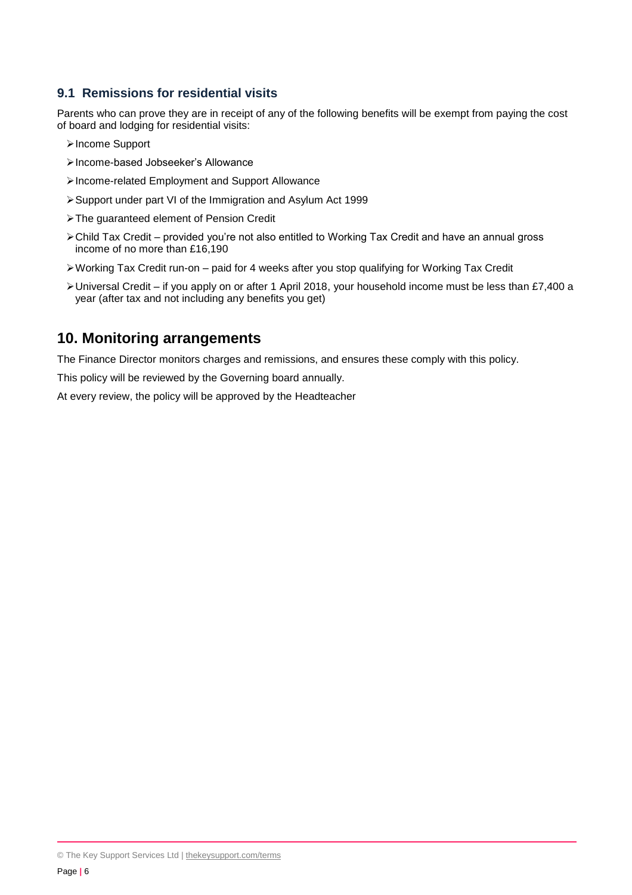### 9.1 Remissions for residential visits

Parents who can prove they are in receipt of any of the following benefits will be exempt from paying the cost of board and lodging for residential visits:

- Income Support
- Income-based Jobseeker's Allowance
- Income-related Employment and Support Allowance
- Support under part VI of the Immigration and Asylum Act 1999
- The guaranteed element of Pension Credit
- Child Tax Credit – provided you're not also entitled to Working Tax Credit and have an annual gross income of no more than £16,190
- Working Tax Credit run-on – paid for 4 weeks after you stop qualifying for Working Tax Credit
- Universal Credit – if you apply on or after 1 April 2018, your household income must be less than £7,400 a year (after tax and not including any benefits you get)

## 10. Monitoring arrangements

The Finance Director monitors charges and remissions, and ensures these comply with this policy.

This policy will be reviewed by the Governing board annually.

At every review, the policy will be approved by the Headteacher

© The Key Support Services Ltd | thekeysupport.com/terms